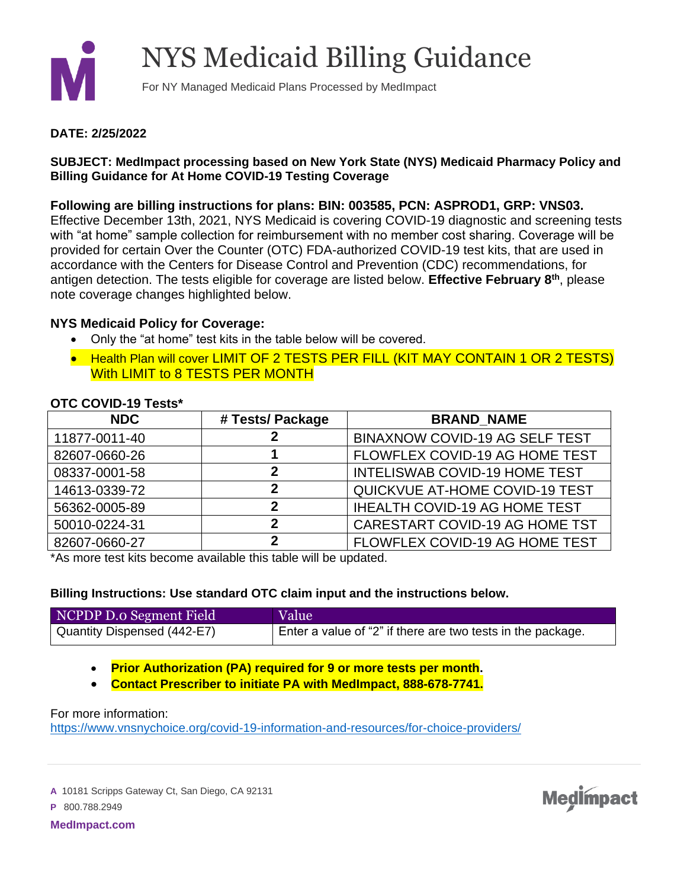# NYS Medicaid Billing Guidance

For NY Managed Medicaid Plans Processed by MedImpact

**DATE: 2/25/2022**

**SUBJECT: MedImpact processing based on New York State (NYS) Medicaid Pharmacy Policy and Billing Guidance for At Home COVID-19 Testing Coverage**

**Following are billing instructions for plans: BIN: 003585, PCN: ASPROD1, GRP: VNS03.**
Effective December 13th, 2021, NYS Medicaid is covering COVID-19 diagnostic and screening tests with "at home" sample collection for reimbursement with no member cost sharing. Coverage will be provided for certain Over the Counter (OTC) FDA-authorized COVID-19 test kits, that are used in accordance with the Centers for Disease Control and Prevention (CDC) recommendations, for antigen detection. The tests eligible for coverage are listed below. **Effective February 8th**, please note coverage changes highlighted below.

**NYS Medicaid Policy for Coverage:**

- Only the "at home" test kits in the table below will be covered.
- Health Plan will cover LIMIT OF 2 TESTS PER FILL (KIT MAY CONTAIN 1 OR 2 TESTS) With LIMIT to 8 TESTS PER MONTH

**OTC COVID-19 Tests***

| NDC | # Tests/ Package | BRAND_NAME |
|---|---|---|
| 11877-0011-40 | 2 | BINAXNOW COVID-19 AG SELF TEST |
| 82607-0660-26 | 1 | FLOWFLEX COVID-19 AG HOME TEST |
| 08337-0001-58 | 2 | INTELISWAB COVID-19 HOME TEST |
| 14613-0339-72 | 2 | QUICKVUE AT-HOME COVID-19 TEST |
| 56362-0005-89 | 2 | IHEALTH COVID-19 AG HOME TEST |
| 50010-0224-31 | 2 | CARESTART COVID-19 AG HOME TST |
| 82607-0660-27 | 2 | FLOWFLEX COVID-19 AG HOME TEST |

*As more test kits become available this table will be updated.

**Billing Instructions: Use standard OTC claim input and the instructions below.**

| NCPDP D.0 Segment Field | Value |
|---|---|
| Quantity Dispensed (442-E7) | Enter a value of "2" if there are two tests in the package. |

- **Prior Authorization (PA) required for 9 or more tests per month.**
- **Contact Prescriber to initiate PA with MedImpact, 888-678-7741.**

For more information:
https://www.vnsnychoice.org/covid-19-information-and-resources/for-choice-providers/

**A** 10181 Scripps Gateway Ct, San Diego, CA 92131
**P** 800.788.2949
**MedImpact.com**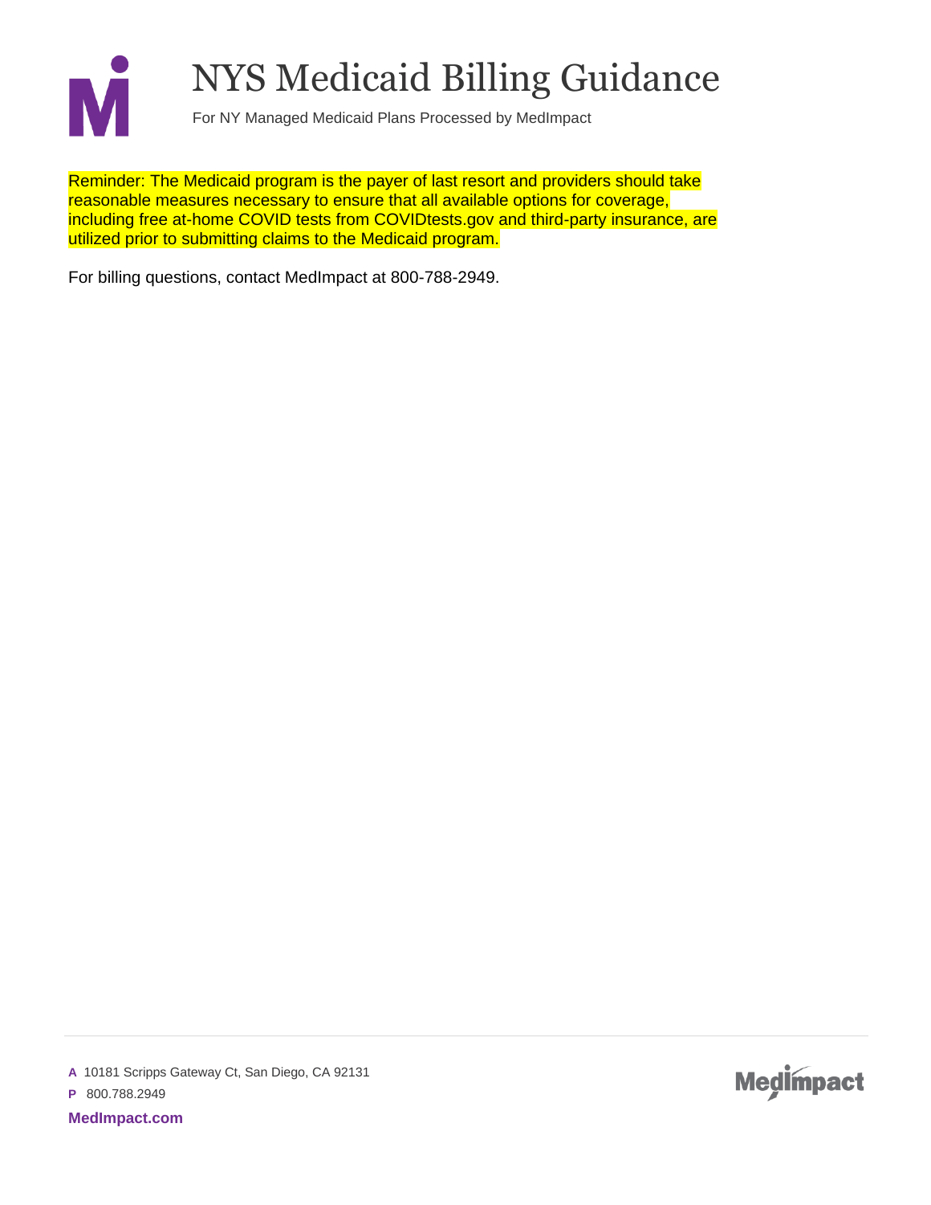# NYS Medicaid Billing Guidance

For NY Managed Medicaid Plans Processed by MedImpact

Reminder: The Medicaid program is the payer of last resort and providers should take reasonable measures necessary to ensure that all available options for coverage, including free at-home COVID tests from COVIDtests.gov and third-party insurance, are utilized prior to submitting claims to the Medicaid program.

For billing questions, contact MedImpact at 800-788-2949.

**A** 10181 Scripps Gateway Ct, San Diego, CA 92131

**P** 800.788.2949

**MedImpact.com**